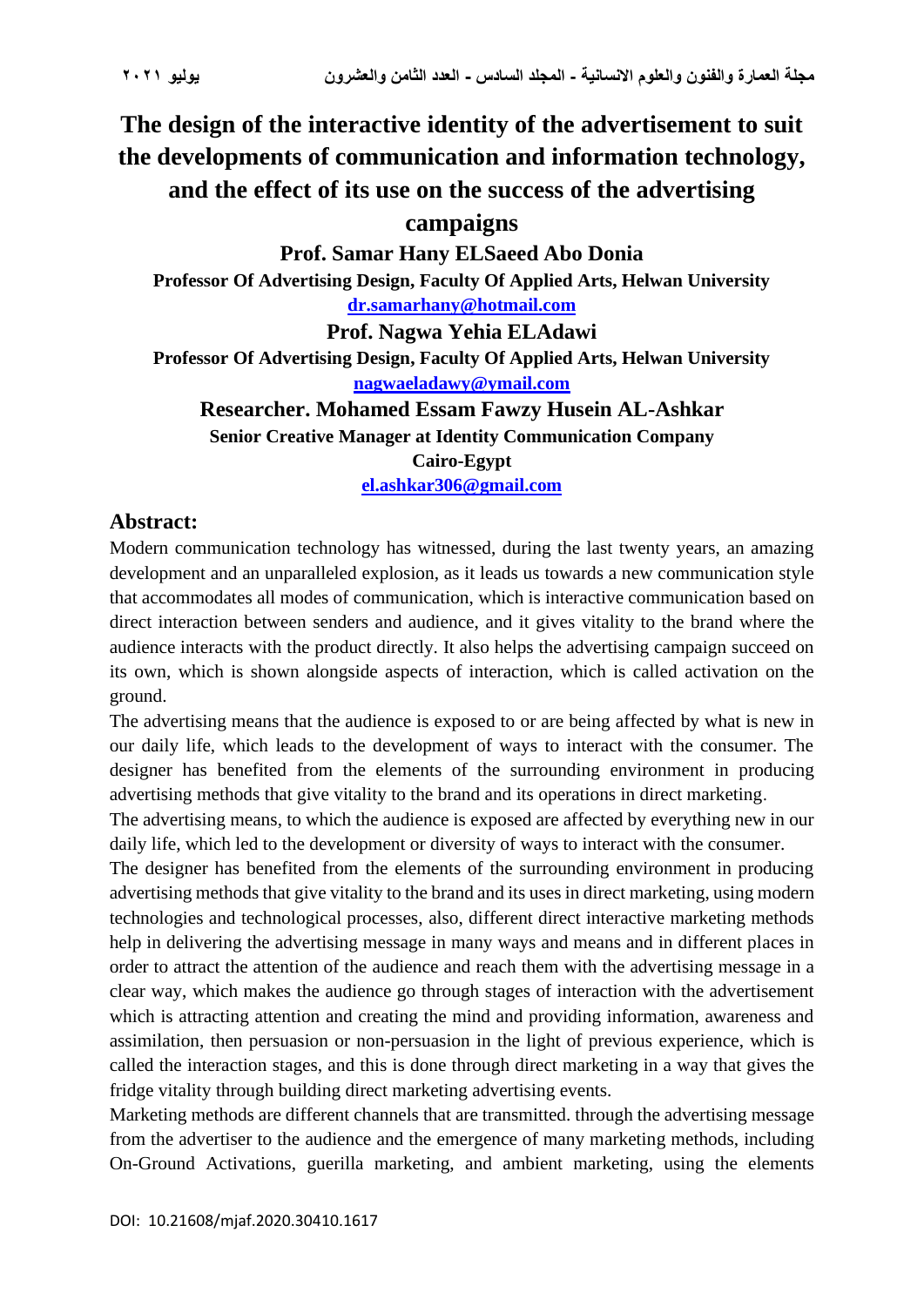# The design of the interactive identity of the advertisement to suit the developments of communication and information technology, and the effect of its use on the success of the advertising campaigns

**Prof. Samar Hany ELSaeed Abo Donia**

**Professor Of Advertising Design, Faculty Of Applied Arts, Helwan University**

**dr.samarhany@hotmail.com**

**Prof. Nagwa Yehia ELAdawi**

**Professor Of Advertising Design, Faculty Of Applied Arts, Helwan University**

**nagwaeladawy@ymail.com**

**Researcher. Mohamed Essam Fawzy Husein AL-Ashkar**

**Senior Creative Manager at Identity Communication Company**

**Cairo-Egypt**

**el.ashkar306@gmail.com**

## Abstract:

Modern communication technology has witnessed, during the last twenty years, an amazing development and an unparalleled explosion, as it leads us towards a new communication style that accommodates all modes of communication, which is interactive communication based on direct interaction between senders and audience, and it gives vitality to the brand where the audience interacts with the product directly. It also helps the advertising campaign succeed on its own, which is shown alongside aspects of interaction, which is called activation on the ground.

The advertising means that the audience is exposed to or are being affected by what is new in our daily life, which leads to the development of ways to interact with the consumer. The designer has benefited from the elements of the surrounding environment in producing advertising methods that give vitality to the brand and its operations in direct marketing.

The advertising means, to which the audience is exposed are affected by everything new in our daily life, which led to the development or diversity of ways to interact with the consumer.

The designer has benefited from the elements of the surrounding environment in producing advertising methods that give vitality to the brand and its uses in direct marketing, using modern technologies and technological processes, also, different direct interactive marketing methods help in delivering the advertising message in many ways and means and in different places in order to attract the attention of the audience and reach them with the advertising message in a clear way, which makes the audience go through stages of interaction with the advertisement which is attracting attention and creating the mind and providing information, awareness and assimilation, then persuasion or non-persuasion in the light of previous experience, which is called the interaction stages, and this is done through direct marketing in a way that gives the fridge vitality through building direct marketing advertising events.

Marketing methods are different channels that are transmitted. through the advertising message from the advertiser to the audience and the emergence of many marketing methods, including On-Ground Activations, guerilla marketing, and ambient marketing, using the elements

DOI: 10.21608/mjaf.2020.30410.1617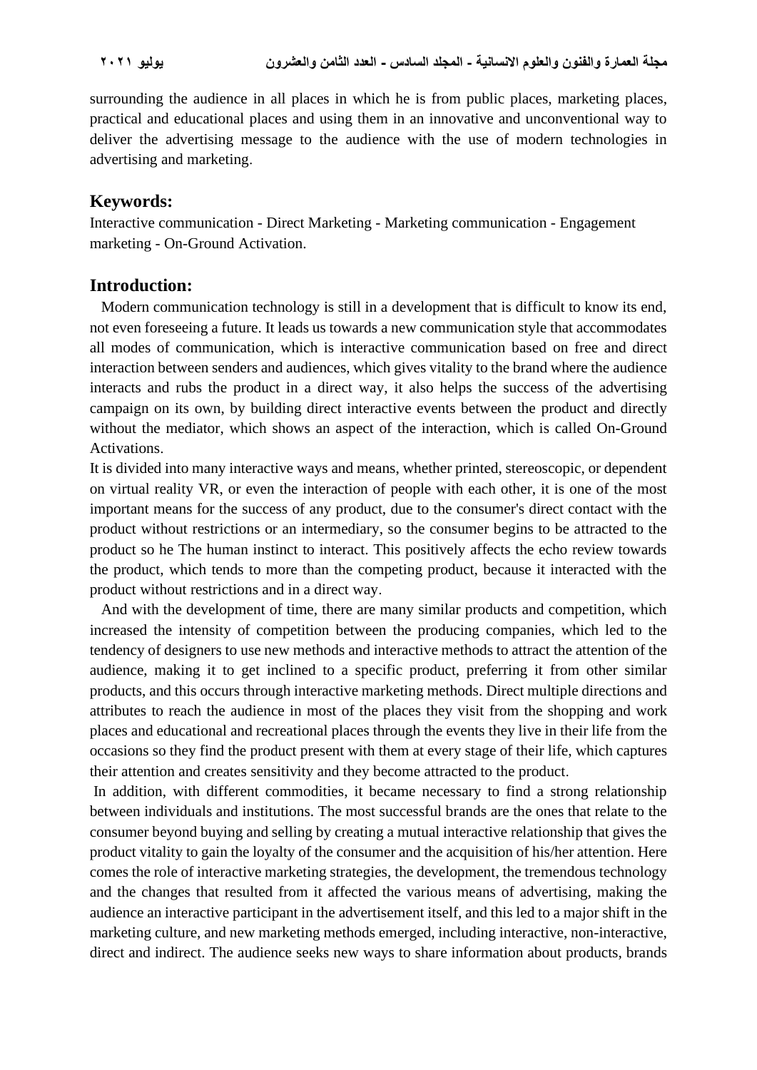surrounding the audience in all places in which he is from public places, marketing places, practical and educational places and using them in an innovative and unconventional way to deliver the advertising message to the audience with the use of modern technologies in advertising and marketing.

## Keywords:

Interactive communication - Direct Marketing - Marketing communication - Engagement marketing - On-Ground Activation.

## Introduction:

Modern communication technology is still in a development that is difficult to know its end, not even foreseeing a future. It leads us towards a new communication style that accommodates all modes of communication, which is interactive communication based on free and direct interaction between senders and audiences, which gives vitality to the brand where the audience interacts and rubs the product in a direct way, it also helps the success of the advertising campaign on its own, by building direct interactive events between the product and directly without the mediator, which shows an aspect of the interaction, which is called On-Ground Activations.

It is divided into many interactive ways and means, whether printed, stereoscopic, or dependent on virtual reality VR, or even the interaction of people with each other, it is one of the most important means for the success of any product, due to the consumer's direct contact with the product without restrictions or an intermediary, so the consumer begins to be attracted to the product so he The human instinct to interact. This positively affects the echo review towards the product, which tends to more than the competing product, because it interacted with the product without restrictions and in a direct way.

And with the development of time, there are many similar products and competition, which increased the intensity of competition between the producing companies, which led to the tendency of designers to use new methods and interactive methods to attract the attention of the audience, making it to get inclined to a specific product, preferring it from other similar products, and this occurs through interactive marketing methods. Direct multiple directions and attributes to reach the audience in most of the places they visit from the shopping and work places and educational and recreational places through the events they live in their life from the occasions so they find the product present with them at every stage of their life, which captures their attention and creates sensitivity and they become attracted to the product.

In addition, with different commodities, it became necessary to find a strong relationship between individuals and institutions. The most successful brands are the ones that relate to the consumer beyond buying and selling by creating a mutual interactive relationship that gives the product vitality to gain the loyalty of the consumer and the acquisition of his/her attention. Here comes the role of interactive marketing strategies, the development, the tremendous technology and the changes that resulted from it affected the various means of advertising, making the audience an interactive participant in the advertisement itself, and this led to a major shift in the marketing culture, and new marketing methods emerged, including interactive, non-interactive, direct and indirect. The audience seeks new ways to share information about products, brands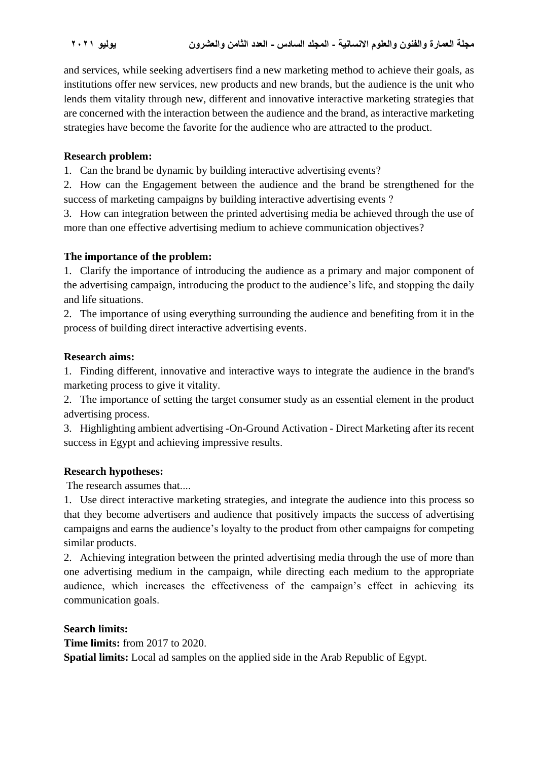and services, while seeking advertisers find a new marketing method to achieve their goals, as institutions offer new services, new products and new brands, but the audience is the unit who lends them vitality through new, different and innovative interactive marketing strategies that are concerned with the interaction between the audience and the brand, as interactive marketing strategies have become the favorite for the audience who are attracted to the product.

**Research problem:**

1. Can the brand be dynamic by building interactive advertising events?
2. How can the Engagement between the audience and the brand be strengthened for the success of marketing campaigns by building interactive advertising events ?
3. How can integration between the printed advertising media be achieved through the use of more than one effective advertising medium to achieve communication objectives?

**The importance of the problem:**

1. Clarify the importance of introducing the audience as a primary and major component of the advertising campaign, introducing the product to the audience's life, and stopping the daily and life situations.
2. The importance of using everything surrounding the audience and benefiting from it in the process of building direct interactive advertising events.

**Research aims:**

1. Finding different, innovative and interactive ways to integrate the audience in the brand's marketing process to give it vitality.
2. The importance of setting the target consumer study as an essential element in the product advertising process.
3. Highlighting ambient advertising -On-Ground Activation - Direct Marketing after its recent success in Egypt and achieving impressive results.

**Research hypotheses:**

The research assumes that....

1. Use direct interactive marketing strategies, and integrate the audience into this process so that they become advertisers and audience that positively impacts the success of advertising campaigns and earns the audience's loyalty to the product from other campaigns for competing similar products.
2. Achieving integration between the printed advertising media through the use of more than one advertising medium in the campaign, while directing each medium to the appropriate audience, which increases the effectiveness of the campaign's effect in achieving its communication goals.

**Search limits:**

**Time limits:** from 2017 to 2020.

**Spatial limits:** Local ad samples on the applied side in the Arab Republic of Egypt.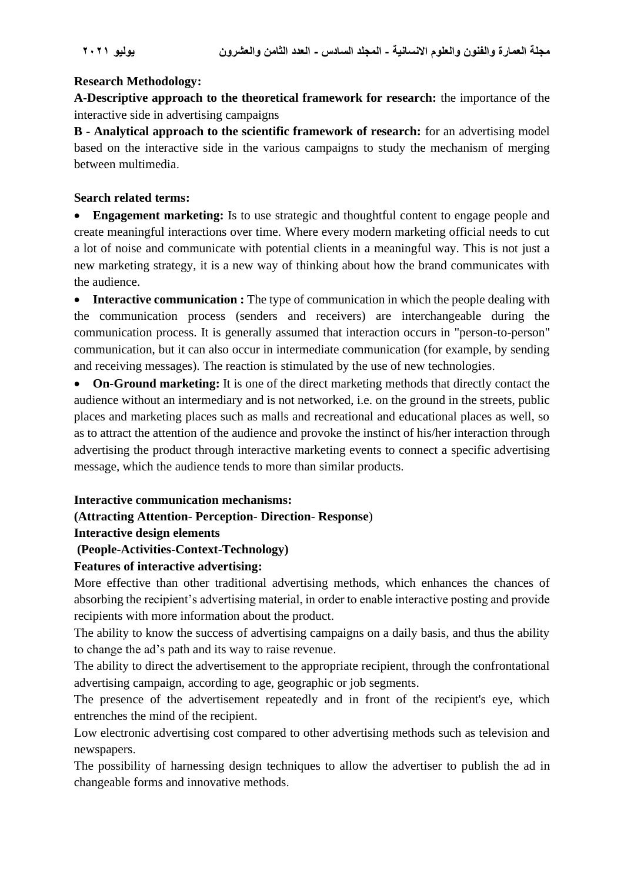**Research Methodology:**

**A-Descriptive approach to the theoretical framework for research:** the importance of the interactive side in advertising campaigns

**B - Analytical approach to the scientific framework of research:** for an advertising model based on the interactive side in the various campaigns to study the mechanism of merging between multimedia.

**Search related terms:**

- **Engagement marketing:** Is to use strategic and thoughtful content to engage people and create meaningful interactions over time. Where every modern marketing official needs to cut a lot of noise and communicate with potential clients in a meaningful way. This is not just a new marketing strategy, it is a new way of thinking about how the brand communicates with the audience.
- **Interactive communication :** The type of communication in which the people dealing with the communication process (senders and receivers) are interchangeable during the communication process. It is generally assumed that interaction occurs in "person-to-person" communication, but it can also occur in intermediate communication (for example, by sending and receiving messages). The reaction is stimulated by the use of new technologies.
- **On-Ground marketing:** It is one of the direct marketing methods that directly contact the audience without an intermediary and is not networked, i.e. on the ground in the streets, public places and marketing places such as malls and recreational and educational places as well, so as to attract the attention of the audience and provoke the instinct of his/her interaction through advertising the product through interactive marketing events to connect a specific advertising message, which the audience tends to more than similar products.

**Interactive communication mechanisms:**

**(Attracting Attention- Perception- Direction- Response)**

**Interactive design elements**

**(People-Activities-Context-Technology)**

**Features of interactive advertising:**

More effective than other traditional advertising methods, which enhances the chances of absorbing the recipient's advertising material, in order to enable interactive posting and provide recipients with more information about the product.

The ability to know the success of advertising campaigns on a daily basis, and thus the ability to change the ad's path and its way to raise revenue.

The ability to direct the advertisement to the appropriate recipient, through the confrontational advertising campaign, according to age, geographic or job segments.

The presence of the advertisement repeatedly and in front of the recipient's eye, which entrenches the mind of the recipient.

Low electronic advertising cost compared to other advertising methods such as television and newspapers.

The possibility of harnessing design techniques to allow the advertiser to publish the ad in changeable forms and innovative methods.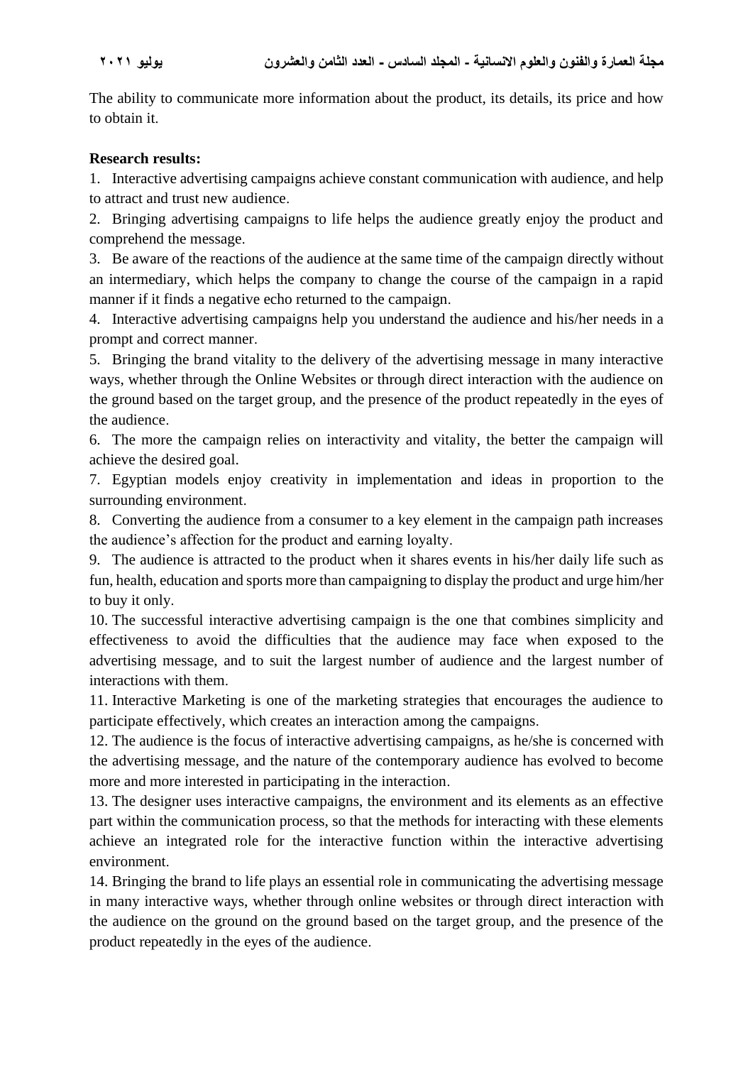The ability to communicate more information about the product, its details, its price and how to obtain it.

**Research results:**

1. Interactive advertising campaigns achieve constant communication with audience, and help to attract and trust new audience.
2. Bringing advertising campaigns to life helps the audience greatly enjoy the product and comprehend the message.
3. Be aware of the reactions of the audience at the same time of the campaign directly without an intermediary, which helps the company to change the course of the campaign in a rapid manner if it finds a negative echo returned to the campaign.
4. Interactive advertising campaigns help you understand the audience and his/her needs in a prompt and correct manner.
5. Bringing the brand vitality to the delivery of the advertising message in many interactive ways, whether through the Online Websites or through direct interaction with the audience on the ground based on the target group, and the presence of the product repeatedly in the eyes of the audience.
6. The more the campaign relies on interactivity and vitality, the better the campaign will achieve the desired goal.
7. Egyptian models enjoy creativity in implementation and ideas in proportion to the surrounding environment.
8. Converting the audience from a consumer to a key element in the campaign path increases the audience's affection for the product and earning loyalty.
9. The audience is attracted to the product when it shares events in his/her daily life such as fun, health, education and sports more than campaigning to display the product and urge him/her to buy it only.
10. The successful interactive advertising campaign is the one that combines simplicity and effectiveness to avoid the difficulties that the audience may face when exposed to the advertising message, and to suit the largest number of audience and the largest number of interactions with them.
11. Interactive Marketing is one of the marketing strategies that encourages the audience to participate effectively, which creates an interaction among the campaigns.
12. The audience is the focus of interactive advertising campaigns, as he/she is concerned with the advertising message, and the nature of the contemporary audience has evolved to become more and more interested in participating in the interaction.
13. The designer uses interactive campaigns, the environment and its elements as an effective part within the communication process, so that the methods for interacting with these elements achieve an integrated role for the interactive function within the interactive advertising environment.
14. Bringing the brand to life plays an essential role in communicating the advertising message in many interactive ways, whether through online websites or through direct interaction with the audience on the ground on the ground based on the target group, and the presence of the product repeatedly in the eyes of the audience.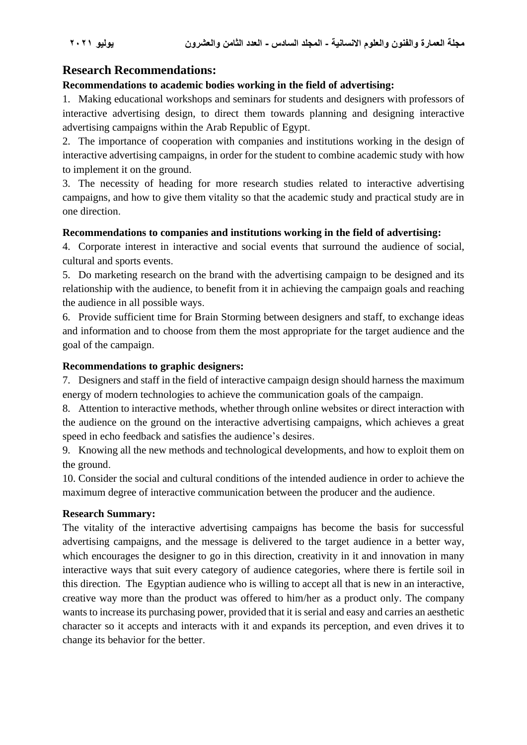## Research Recommendations:

### Recommendations to academic bodies working in the field of advertising:

1. Making educational workshops and seminars for students and designers with professors of interactive advertising design, to direct them towards planning and designing interactive advertising campaigns within the Arab Republic of Egypt.
2. The importance of cooperation with companies and institutions working in the design of interactive advertising campaigns, in order for the student to combine academic study with how to implement it on the ground.
3. The necessity of heading for more research studies related to interactive advertising campaigns, and how to give them vitality so that the academic study and practical study are in one direction.

### Recommendations to companies and institutions working in the field of advertising:

4. Corporate interest in interactive and social events that surround the audience of social, cultural and sports events.
5. Do marketing research on the brand with the advertising campaign to be designed and its relationship with the audience, to benefit from it in achieving the campaign goals and reaching the audience in all possible ways.
6. Provide sufficient time for Brain Storming between designers and staff, to exchange ideas and information and to choose from them the most appropriate for the target audience and the goal of the campaign.

### Recommendations to graphic designers:

7. Designers and staff in the field of interactive campaign design should harness the maximum energy of modern technologies to achieve the communication goals of the campaign.
8. Attention to interactive methods, whether through online websites or direct interaction with the audience on the ground on the interactive advertising campaigns, which achieves a great speed in echo feedback and satisfies the audience's desires.
9. Knowing all the new methods and technological developments, and how to exploit them on the ground.
10. Consider the social and cultural conditions of the intended audience in order to achieve the maximum degree of interactive communication between the producer and the audience.

### Research Summary:

The vitality of the interactive advertising campaigns has become the basis for successful advertising campaigns, and the message is delivered to the target audience in a better way, which encourages the designer to go in this direction, creativity in it and innovation in many interactive ways that suit every category of audience categories, where there is fertile soil in this direction. The Egyptian audience who is willing to accept all that is new in an interactive, creative way more than the product was offered to him/her as a product only. The company wants to increase its purchasing power, provided that it is serial and easy and carries an aesthetic character so it accepts and interacts with it and expands its perception, and even drives it to change its behavior for the better.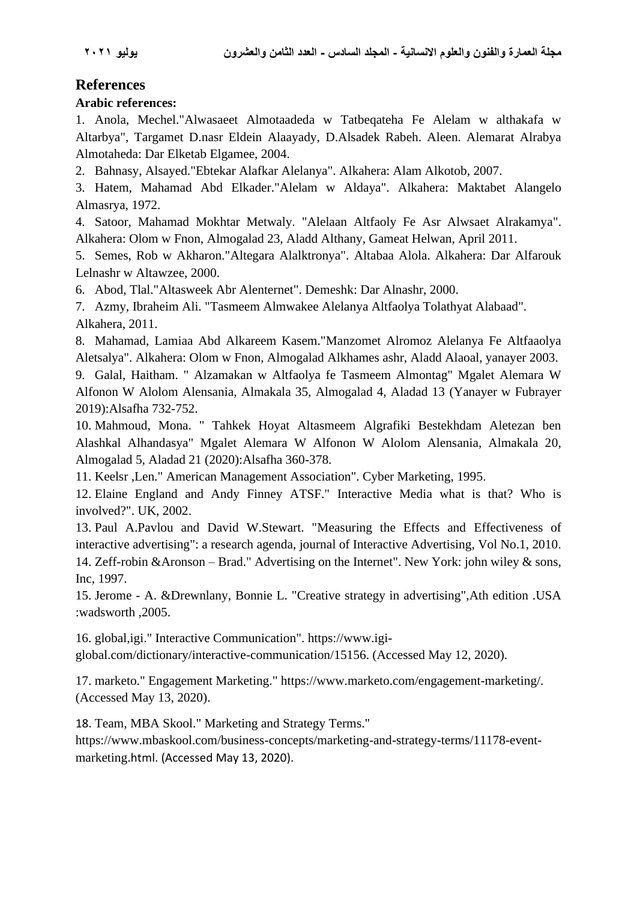## References

**Arabic references:**

1. Anola, Mechel."Alwasaeet Almotaadeda w Tatbeqateha Fe Alelam w althakafa w Altarbya", Targamet D.nasr Eldein Alaayady, D.Alsadek Rabeh. Aleen. Alemarat Alrabya Almotaheda: Dar Elketab Elgamee, 2004.
2. Bahnasy, Alsayed."Ebtekar Alafkar Alelanya". Alkahera: Alam Alkotob, 2007.
3. Hatem, Mahamad Abd Elkader."Alelam w Aldaya". Alkahera: Maktabet Alangelo Almasrya, 1972.
4. Satoor, Mahamad Mokhtar Metwaly. "Alelaan Altfaoly Fe Asr Alwsaet Alrakamya". Alkahera: Olom w Fnon, Almogalad 23, Aladd Althany, Gameat Helwan, April 2011.
5. Semes, Rob w Akharon."Altegara Alalktronya". Altabaa Alola. Alkahera: Dar Alfarouk Lelnashr w Altawzee, 2000.
6. Abod, Tlal."Altasweek Abr Alenternet". Demeshk: Dar Alnashr, 2000.
7. Azmy, Ibraheim Ali. "Tasmeem Almwakee Alelanya Altfaolya Tolathyat Alabaad". Alkahera, 2011.
8. Mahamad, Lamiaa Abd Alkareem Kasem."Manzomet Alromoz Alelanya Fe Altfaaolya Aletsalya". Alkahera: Olom w Fnon, Almogalad Alkhames ashr, Aladd Alaoal, yanayer 2003.
9. Galal, Haitham. " Alzamakan w Altfaolya fe Tasmeem Almontag" Mgalet Alemara W Alfonon W Alolom Alensania, Almakala 35, Almogalad 4, Aladad 13 (Yanayer w Fubrayer 2019):Alsafha 732-752.
10. Mahmoud, Mona. " Tahkek Hoyat Altasmeem Algrafiki Bestekhdam Aletezan ben Alashkal Alhandasya" Mgalet Alemara W Alfonon W Alolom Alensania, Almakala 20, Almogalad 5, Aladad 21 (2020):Alsafha 360-378.
11. Keelsr ,Len." American Management Association". Cyber Marketing, 1995.
12. Elaine England and Andy Finney ATSF." Interactive Media what is that? Who is involved?". UK, 2002.
13. Paul A.Pavlou and David W.Stewart. "Measuring the Effects and Effectiveness of interactive advertising": a research agenda, journal of Interactive Advertising, Vol No.1, 2010.
14. Zeff-robin &Aronson – Brad." Advertising on the Internet". New York: john wiley & sons, Inc, 1997.
15. Jerome - A. &Drewnlany, Bonnie L. "Creative strategy in advertising",Ath edition .USA :wadsworth ,2005.
16. global,igi." Interactive Communication". https://www.igi-global.com/dictionary/interactive-communication/15156. (Accessed May 12, 2020).
17. marketo." Engagement Marketing." https://www.marketo.com/engagement-marketing/. (Accessed May 13, 2020).
18. Team, MBA Skool." Marketing and Strategy Terms." https://www.mbaskool.com/business-concepts/marketing-and-strategy-terms/11178-event-marketing.html. (Accessed May 13, 2020).